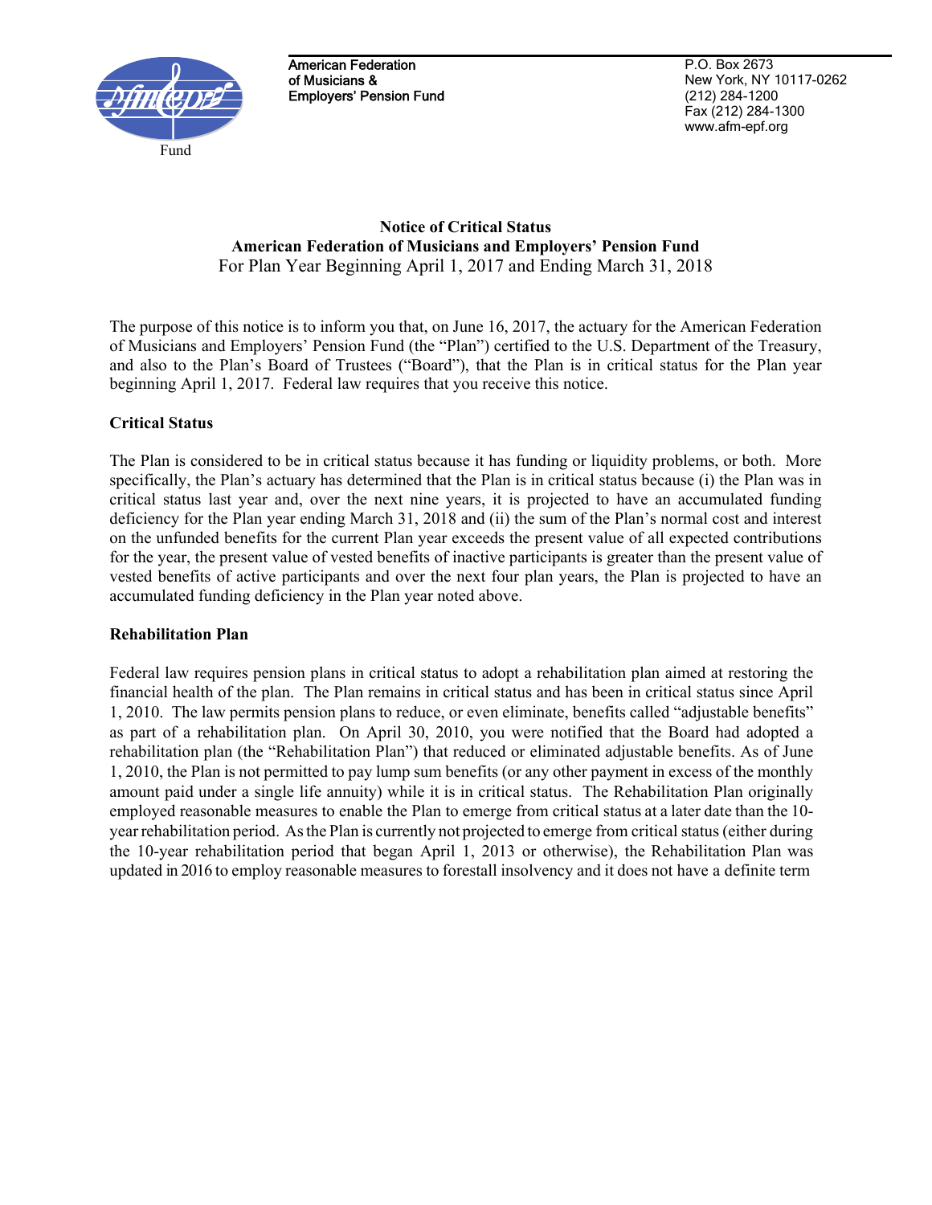Fund

**American Federation of Musicians & Employers' Pension Fund**

P.O. Box 2673
New York, NY 10117-0262
(212) 284-1200
Fax (212) 284-1300
www.afm-epf.org

# Notice of Critical Status
## American Federation of Musicians and Employers' Pension Fund
For Plan Year Beginning April 1, 2017 and Ending March 31, 2018

The purpose of this notice is to inform you that, on June 16, 2017, the actuary for the American Federation of Musicians and Employers' Pension Fund (the "Plan") certified to the U.S. Department of the Treasury, and also to the Plan's Board of Trustees ("Board"), that the Plan is in critical status for the Plan year beginning April 1, 2017. Federal law requires that you receive this notice.

**Critical Status**

The Plan is considered to be in critical status because it has funding or liquidity problems, or both. More specifically, the Plan's actuary has determined that the Plan is in critical status because (i) the Plan was in critical status last year and, over the next nine years, it is projected to have an accumulated funding deficiency for the Plan year ending March 31, 2018 and (ii) the sum of the Plan's normal cost and interest on the unfunded benefits for the current Plan year exceeds the present value of all expected contributions for the year, the present value of vested benefits of inactive participants is greater than the present value of vested benefits of active participants and over the next four plan years, the Plan is projected to have an accumulated funding deficiency in the Plan year noted above.

**Rehabilitation Plan**

Federal law requires pension plans in critical status to adopt a rehabilitation plan aimed at restoring the financial health of the plan. The Plan remains in critical status and has been in critical status since April 1, 2010. The law permits pension plans to reduce, or even eliminate, benefits called "adjustable benefits" as part of a rehabilitation plan. On April 30, 2010, you were notified that the Board had adopted a rehabilitation plan (the "Rehabilitation Plan") that reduced or eliminated adjustable benefits. As of June 1, 2010, the Plan is not permitted to pay lump sum benefits (or any other payment in excess of the monthly amount paid under a single life annuity) while it is in critical status. The Rehabilitation Plan originally employed reasonable measures to enable the Plan to emerge from critical status at a later date than the 10-year rehabilitation period. As the Plan is currently not projected to emerge from critical status (either during the 10-year rehabilitation period that began April 1, 2013 or otherwise), the Rehabilitation Plan was updated in 2016 to employ reasonable measures to forestall insolvency and it does not have a definite term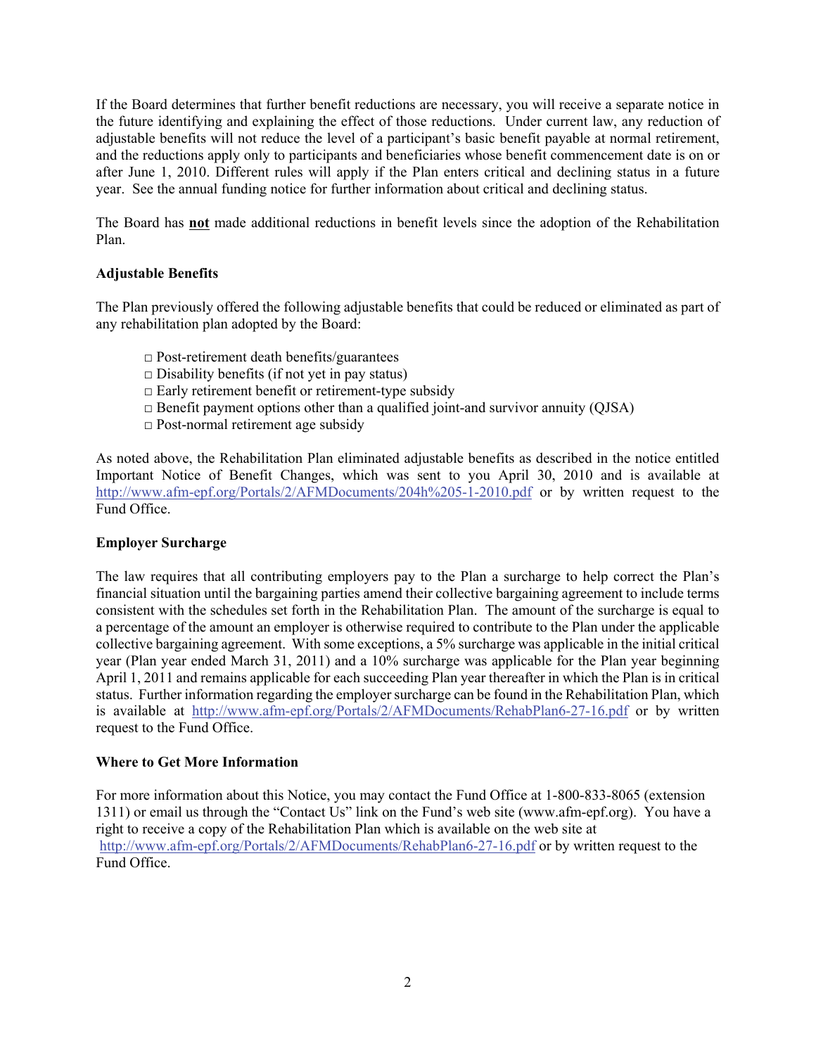If the Board determines that further benefit reductions are necessary, you will receive a separate notice in the future identifying and explaining the effect of those reductions. Under current law, any reduction of adjustable benefits will not reduce the level of a participant's basic benefit payable at normal retirement, and the reductions apply only to participants and beneficiaries whose benefit commencement date is on or after June 1, 2010. Different rules will apply if the Plan enters critical and declining status in a future year. See the annual funding notice for further information about critical and declining status.

The Board has **not** made additional reductions in benefit levels since the adoption of the Rehabilitation Plan.

**Adjustable Benefits**

The Plan previously offered the following adjustable benefits that could be reduced or eliminated as part of any rehabilitation plan adopted by the Board:

- □ Post-retirement death benefits/guarantees
- □ Disability benefits (if not yet in pay status)
- □ Early retirement benefit or retirement-type subsidy
- □ Benefit payment options other than a qualified joint-and survivor annuity (QJSA)
- □ Post-normal retirement age subsidy

As noted above, the Rehabilitation Plan eliminated adjustable benefits as described in the notice entitled Important Notice of Benefit Changes, which was sent to you April 30, 2010 and is available at http://www.afm-epf.org/Portals/2/AFMDocuments/204h%205-1-2010.pdf or by written request to the Fund Office.

**Employer Surcharge**

The law requires that all contributing employers pay to the Plan a surcharge to help correct the Plan's financial situation until the bargaining parties amend their collective bargaining agreement to include terms consistent with the schedules set forth in the Rehabilitation Plan. The amount of the surcharge is equal to a percentage of the amount an employer is otherwise required to contribute to the Plan under the applicable collective bargaining agreement. With some exceptions, a 5% surcharge was applicable in the initial critical year (Plan year ended March 31, 2011) and a 10% surcharge was applicable for the Plan year beginning April 1, 2011 and remains applicable for each succeeding Plan year thereafter in which the Plan is in critical status. Further information regarding the employer surcharge can be found in the Rehabilitation Plan, which is available at http://www.afm-epf.org/Portals/2/AFMDocuments/RehabPlan6-27-16.pdf or by written request to the Fund Office.

**Where to Get More Information**

For more information about this Notice, you may contact the Fund Office at 1-800-833-8065 (extension 1311) or email us through the "Contact Us" link on the Fund's web site (www.afm-epf.org). You have a right to receive a copy of the Rehabilitation Plan which is available on the web site at http://www.afm-epf.org/Portals/2/AFMDocuments/RehabPlan6-27-16.pdf or by written request to the Fund Office.